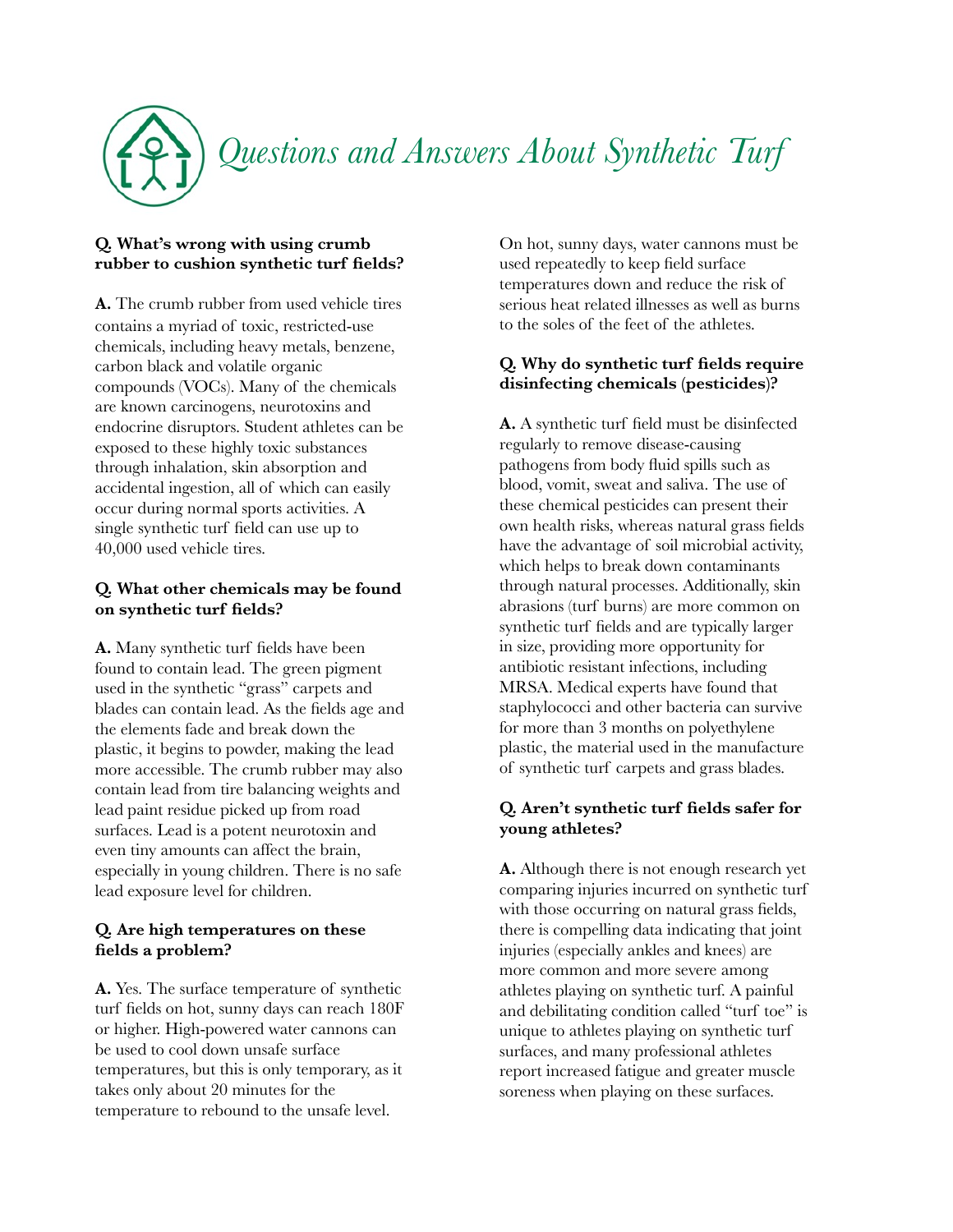# *Questions and Answers About Synthetic Turf*

**Q. What's wrong with using crumb rubber to cushion synthetic turf fields?**

**A.** The crumb rubber from used vehicle tires contains a myriad of toxic, restricted-use chemicals, including heavy metals, benzene, carbon black and volatile organic compounds (VOCs). Many of the chemicals are known carcinogens, neurotoxins and endocrine disruptors. Student athletes can be exposed to these highly toxic substances through inhalation, skin absorption and accidental ingestion, all of which can easily occur during normal sports activities. A single synthetic turf field can use up to 40,000 used vehicle tires.

**Q. What other chemicals may be found on synthetic turf fields?**

**A.** Many synthetic turf fields have been found to contain lead. The green pigment used in the synthetic "grass" carpets and blades can contain lead. As the fields age and the elements fade and break down the plastic, it begins to powder, making the lead more accessible. The crumb rubber may also contain lead from tire balancing weights and lead paint residue picked up from road surfaces. Lead is a potent neurotoxin and even tiny amounts can affect the brain, especially in young children. There is no safe lead exposure level for children.

**Q. Are high temperatures on these fields a problem?**

**A.** Yes. The surface temperature of synthetic turf fields on hot, sunny days can reach 180F or higher. High-powered water cannons can be used to cool down unsafe surface temperatures, but this is only temporary, as it takes only about 20 minutes for the temperature to rebound to the unsafe level.

On hot, sunny days, water cannons must be used repeatedly to keep field surface temperatures down and reduce the risk of serious heat related illnesses as well as burns to the soles of the feet of the athletes.

**Q. Why do synthetic turf fields require disinfecting chemicals (pesticides)?**

**A.** A synthetic turf field must be disinfected regularly to remove disease-causing pathogens from body fluid spills such as blood, vomit, sweat and saliva. The use of these chemical pesticides can present their own health risks, whereas natural grass fields have the advantage of soil microbial activity, which helps to break down contaminants through natural processes. Additionally, skin abrasions (turf burns) are more common on synthetic turf fields and are typically larger in size, providing more opportunity for antibiotic resistant infections, including MRSA. Medical experts have found that staphylococci and other bacteria can survive for more than 3 months on polyethylene plastic, the material used in the manufacture of synthetic turf carpets and grass blades.

**Q. Aren't synthetic turf fields safer for young athletes?**

**A.** Although there is not enough research yet comparing injuries incurred on synthetic turf with those occurring on natural grass fields, there is compelling data indicating that joint injuries (especially ankles and knees) are more common and more severe among athletes playing on synthetic turf. A painful and debilitating condition called "turf toe" is unique to athletes playing on synthetic turf surfaces, and many professional athletes report increased fatigue and greater muscle soreness when playing on these surfaces.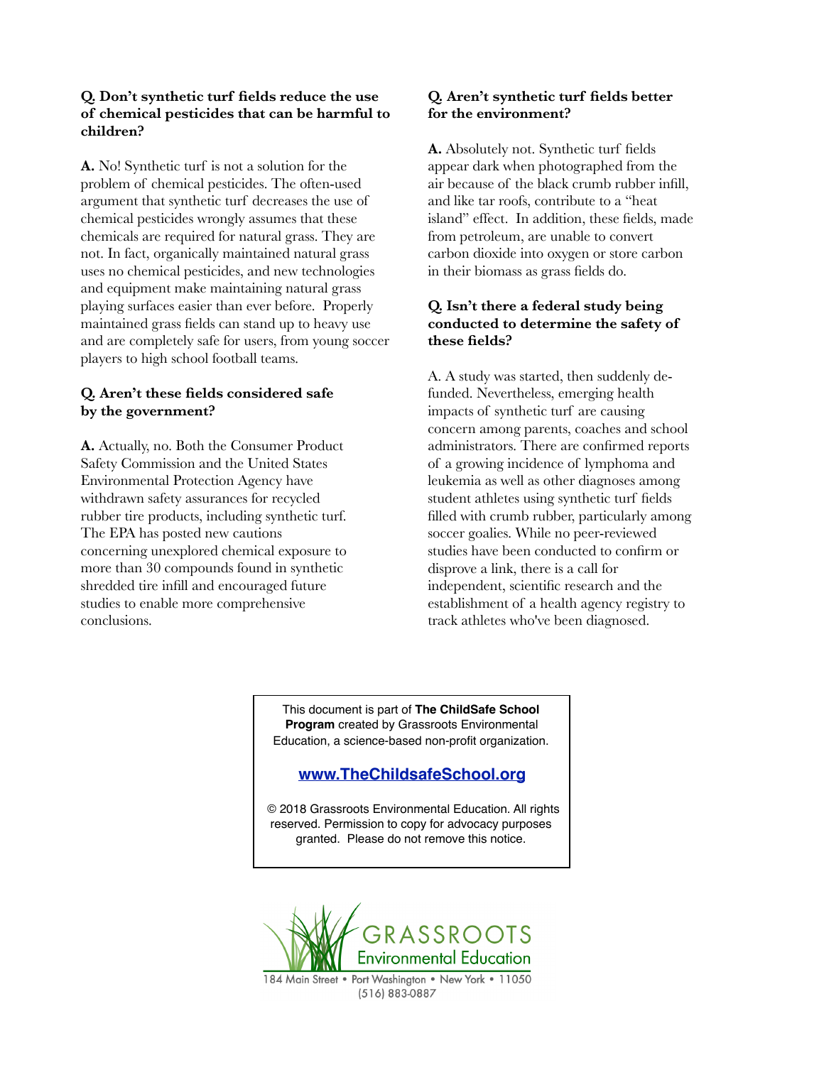**Q. Don't synthetic turf fields reduce the use of chemical pesticides that can be harmful to children?**

**A.** No! Synthetic turf is not a solution for the problem of chemical pesticides. The often-used argument that synthetic turf decreases the use of chemical pesticides wrongly assumes that these chemicals are required for natural grass. They are not. In fact, organically maintained natural grass uses no chemical pesticides, and new technologies and equipment make maintaining natural grass playing surfaces easier than ever before. Properly maintained grass fields can stand up to heavy use and are completely safe for users, from young soccer players to high school football teams.

**Q. Aren't these fields considered safe by the government?**

**A.** Actually, no. Both the Consumer Product Safety Commission and the United States Environmental Protection Agency have withdrawn safety assurances for recycled rubber tire products, including synthetic turf. The EPA has posted new cautions concerning unexplored chemical exposure to more than 30 compounds found in synthetic shredded tire infill and encouraged future studies to enable more comprehensive conclusions.

**Q. Aren't synthetic turf fields better for the environment?**

**A.** Absolutely not. Synthetic turf fields appear dark when photographed from the air because of the black crumb rubber infill, and like tar roofs, contribute to a "heat island" effect. In addition, these fields, made from petroleum, are unable to convert carbon dioxide into oxygen or store carbon in their biomass as grass fields do.

**Q. Isn't there a federal study being conducted to determine the safety of these fields?**

A. A study was started, then suddenly de-funded. Nevertheless, emerging health impacts of synthetic turf are causing concern among parents, coaches and school administrators. There are confirmed reports of a growing incidence of lymphoma and leukemia as well as other diagnoses among student athletes using synthetic turf fields filled with crumb rubber, particularly among soccer goalies. While no peer-reviewed studies have been conducted to confirm or disprove a link, there is a call for independent, scientific research and the establishment of a health agency registry to track athletes who've been diagnosed.

This document is part of **The ChildSafe School Program** created by Grassroots Environmental Education, a science-based non-profit organization.

**www.TheChildsafeSchool.org**

© 2018 Grassroots Environmental Education. All rights reserved. Permission to copy for advocacy purposes granted. Please do not remove this notice.

GRASSROOTS Environmental Education

184 Main Street • Port Washington • New York • 11050
(516) 883-0887